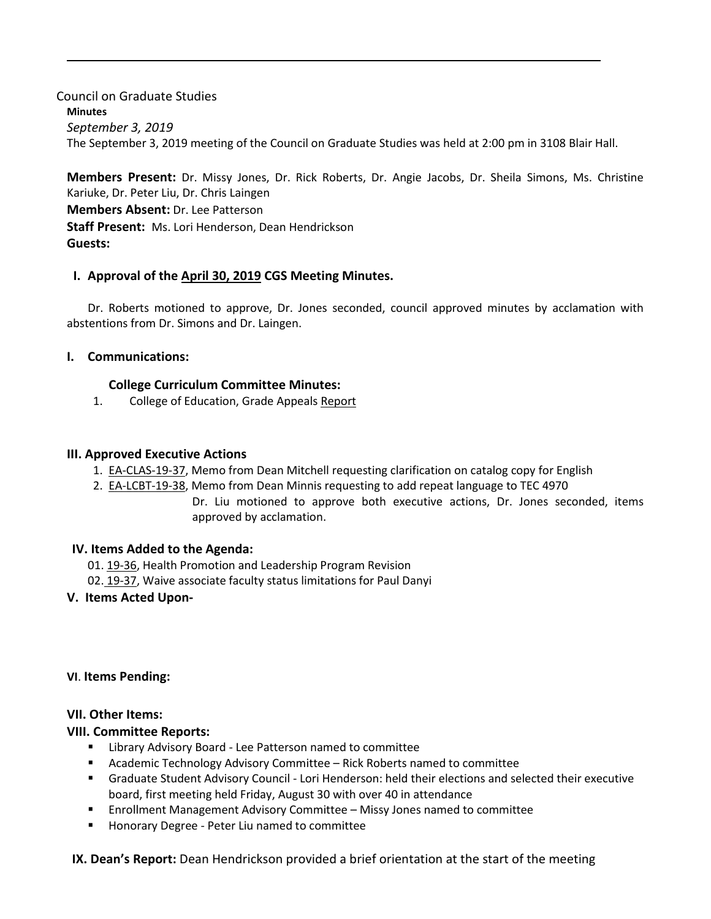---

Council on Graduate Studies

**Minutes**

*September 3, 2019*

The September 3, 2019 meeting of the Council on Graduate Studies was held at 2:00 pm in 3108 Blair Hall.

**Members Present:** Dr. Missy Jones, Dr. Rick Roberts, Dr. Angie Jacobs, Dr. Sheila Simons, Ms. Christine Kariuke, Dr. Peter Liu, Dr. Chris Laingen

**Members Absent:** Dr. Lee Patterson

**Staff Present:** Ms. Lori Henderson, Dean Hendrickson

**Guests:**

## I. Approval of the April 30, 2019 CGS Meeting Minutes.

Dr. Roberts motioned to approve, Dr. Jones seconded, council approved minutes by acclamation with abstentions from Dr. Simons and Dr. Laingen.

## I. Communications:

### College Curriculum Committee Minutes:

1. College of Education, Grade Appeals Report

## III. Approved Executive Actions

1. EA-CLAS-19-37, Memo from Dean Mitchell requesting clarification on catalog copy for English
2. EA-LCBT-19-38, Memo from Dean Minnis requesting to add repeat language to TEC 4970

   Dr. Liu motioned to approve both executive actions, Dr. Jones seconded, items approved by acclamation.

## IV. Items Added to the Agenda:

01. 19-36, Health Promotion and Leadership Program Revision
02. 19-37, Waive associate faculty status limitations for Paul Danyi

## V. Items Acted Upon-

## VI. Items Pending:

## VII. Other Items:

## VIII. Committee Reports:

- Library Advisory Board - Lee Patterson named to committee
- Academic Technology Advisory Committee – Rick Roberts named to committee
- Graduate Student Advisory Council - Lori Henderson: held their elections and selected their executive board, first meeting held Friday, August 30 with over 40 in attendance
- Enrollment Management Advisory Committee – Missy Jones named to committee
- Honorary Degree - Peter Liu named to committee

**IX. Dean's Report:** Dean Hendrickson provided a brief orientation at the start of the meeting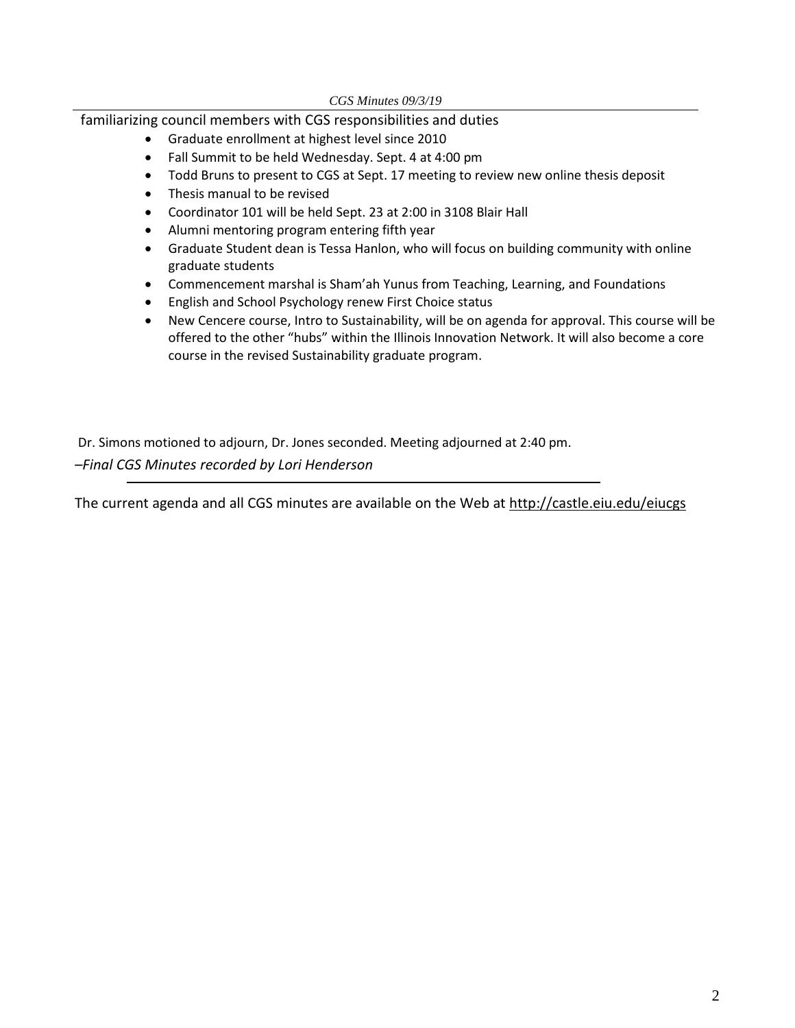familiarizing council members with CGS responsibilities and duties

- Graduate enrollment at highest level since 2010
- Fall Summit to be held Wednesday. Sept. 4 at 4:00 pm
- Todd Bruns to present to CGS at Sept. 17 meeting to review new online thesis deposit
- Thesis manual to be revised
- Coordinator 101 will be held Sept. 23 at 2:00 in 3108 Blair Hall
- Alumni mentoring program entering fifth year
- Graduate Student dean is Tessa Hanlon, who will focus on building community with online graduate students
- Commencement marshal is Sham'ah Yunus from Teaching, Learning, and Foundations
- English and School Psychology renew First Choice status
- New Cencere course, Intro to Sustainability, will be on agenda for approval. This course will be offered to the other "hubs" within the Illinois Innovation Network. It will also become a core course in the revised Sustainability graduate program.

Dr. Simons motioned to adjourn, Dr. Jones seconded. Meeting adjourned at 2:40 pm.

*–Final CGS Minutes recorded by Lori Henderson*

---

The current agenda and all CGS minutes are available on the Web at http://castle.eiu.edu/eiucgs